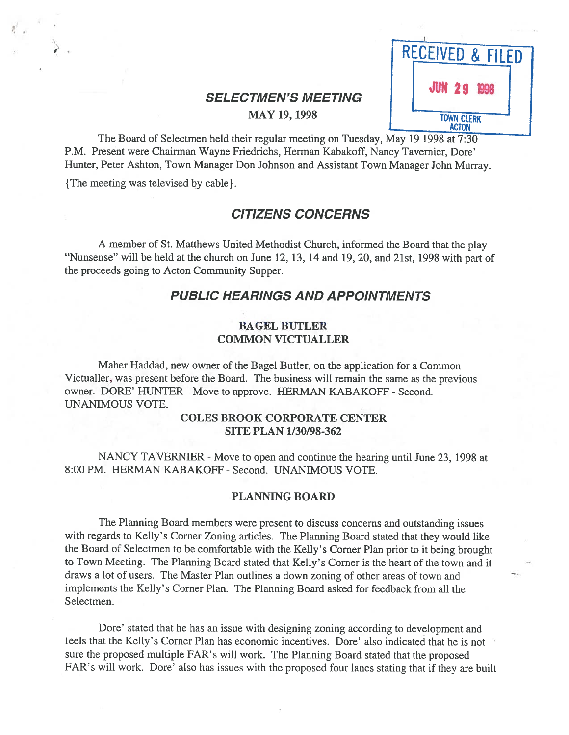RECEIVED & FILED
JUN 29 1998
TOWN CLERK
ACTON

# SELECTMEN'S MEETING

**MAY 19, 1998**

The Board of Selectmen held their regular meeting on Tuesday, May 19 1998 at 7:30 P.M. Present were Chairman Wayne Friedrichs, Herman Kabakoff, Nancy Tavernier, Dore' Hunter, Peter Ashton, Town Manager Don Johnson and Assistant Town Manager John Murray.

{The meeting was televised by cable}.

## CITIZENS CONCERNS

A member of St. Matthews United Methodist Church, informed the Board that the play "Nunsense" will be held at the church on June 12, 13, 14 and 19, 20, and 21st, 1998 with part of the proceeds going to Acton Community Supper.

## PUBLIC HEARINGS AND APPOINTMENTS

### BAGEL BUTLER
### COMMON VICTUALLER

Maher Haddad, new owner of the Bagel Butler, on the application for a Common Victualler, was present before the Board. The business will remain the same as the previous owner. DORE' HUNTER - Move to approve. HERMAN KABAKOFF - Second. UNANIMOUS VOTE.

### COLES BROOK CORPORATE CENTER
### SITE PLAN 1/30/98-362

NANCY TAVERNIER - Move to open and continue the hearing until June 23, 1998 at 8:00 PM. HERMAN KABAKOFF - Second. UNANIMOUS VOTE.

### PLANNING BOARD

The Planning Board members were present to discuss concerns and outstanding issues with regards to Kelly's Corner Zoning articles. The Planning Board stated that they would like the Board of Selectmen to be comfortable with the Kelly's Corner Plan prior to it being brought to Town Meeting. The Planning Board stated that Kelly's Corner is the heart of the town and it draws a lot of users. The Master Plan outlines a down zoning of other areas of town and implements the Kelly's Corner Plan. The Planning Board asked for feedback from all the Selectmen.

Dore' stated that he has an issue with designing zoning according to development and feels that the Kelly's Corner Plan has economic incentives. Dore' also indicated that he is not sure the proposed multiple FAR's will work. The Planning Board stated that the proposed FAR's will work. Dore' also has issues with the proposed four lanes stating that if they are built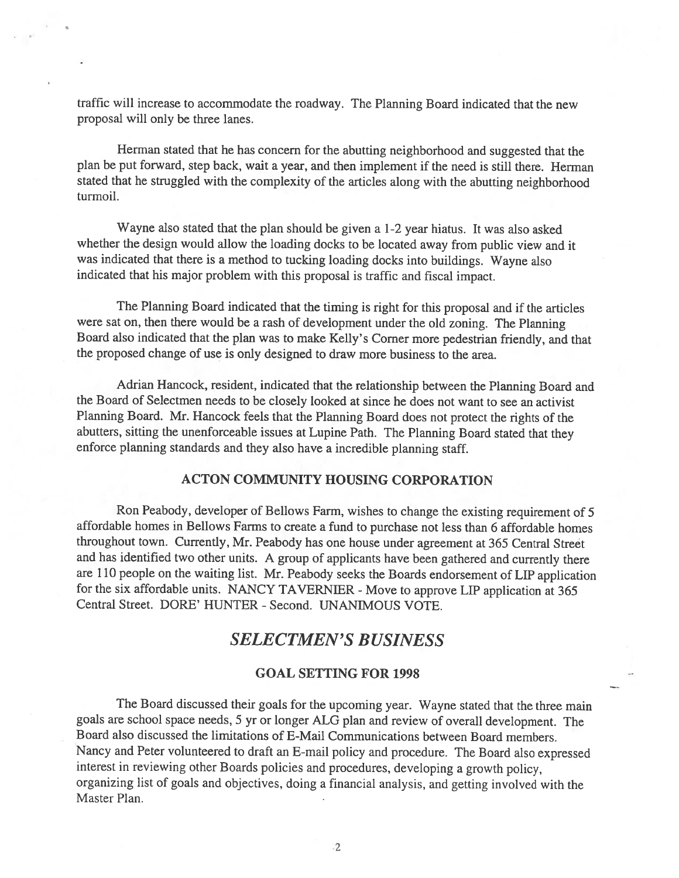traffic will increase to accommodate the roadway. The Planning Board indicated that the new proposal will only be three lanes.

Herman stated that he has concern for the abutting neighborhood and suggested that the plan be put forward, step back, wait a year, and then implement if the need is still there. Herman stated that he struggled with the complexity of the articles along with the abutting neighborhood turmoil.

Wayne also stated that the plan should be given a 1-2 year hiatus. It was also asked whether the design would allow the loading docks to be located away from public view and it was indicated that there is a method to tucking loading docks into buildings. Wayne also indicated that his major problem with this proposal is traffic and fiscal impact.

The Planning Board indicated that the timing is right for this proposal and if the articles were sat on, then there would be a rash of development under the old zoning. The Planning Board also indicated that the plan was to make Kelly's Corner more pedestrian friendly, and that the proposed change of use is only designed to draw more business to the area.

Adrian Hancock, resident, indicated that the relationship between the Planning Board and the Board of Selectmen needs to be closely looked at since he does not want to see an activist Planning Board. Mr. Hancock feels that the Planning Board does not protect the rights of the abutters, sitting the unenforceable issues at Lupine Path. The Planning Board stated that they enforce planning standards and they also have a incredible planning staff.

### ACTON COMMUNITY HOUSING CORPORATION

Ron Peabody, developer of Bellows Farm, wishes to change the existing requirement of 5 affordable homes in Bellows Farms to create a fund to purchase not less than 6 affordable homes throughout town. Currently, Mr. Peabody has one house under agreement at 365 Central Street and has identified two other units. A group of applicants have been gathered and currently there are 110 people on the waiting list. Mr. Peabody seeks the Boards endorsement of LIP application for the six affordable units. NANCY TAVERNIER - Move to approve LIP application at 365 Central Street. DORE' HUNTER - Second. UNANIMOUS VOTE.

## *SELECTMEN'S BUSINESS*

### GOAL SETTING FOR 1998

The Board discussed their goals for the upcoming year. Wayne stated that the three main goals are school space needs, 5 yr or longer ALG plan and review of overall development. The Board also discussed the limitations of E-Mail Communications between Board members. Nancy and Peter volunteered to draft an E-mail policy and procedure. The Board also expressed interest in reviewing other Boards policies and procedures, developing a growth policy, organizing list of goals and objectives, doing a financial analysis, and getting involved with the Master Plan.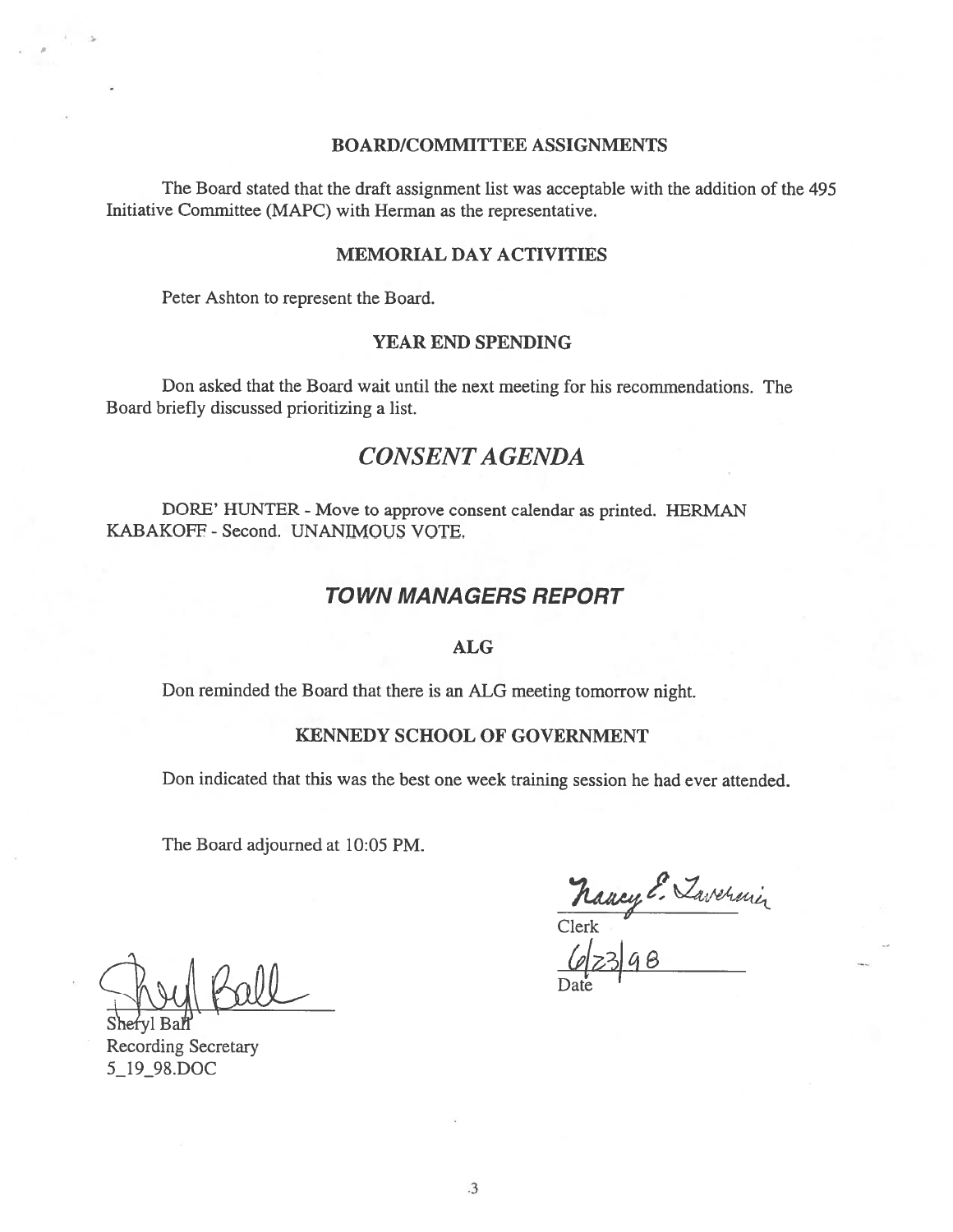### BOARD/COMMITTEE ASSIGNMENTS

The Board stated that the draft assignment list was acceptable with the addition of the 495 Initiative Committee (MAPC) with Herman as the representative.

### MEMORIAL DAY ACTIVITIES

Peter Ashton to represent the Board.

### YEAR END SPENDING

Don asked that the Board wait until the next meeting for his recommendations. The Board briefly discussed prioritizing a list.

## *CONSENT AGENDA*

DORE' HUNTER - Move to approve consent calendar as printed. HERMAN KABAKOFF - Second. UNANIMOUS VOTE.

## ***TOWN MANAGERS REPORT***

### ALG

Don reminded the Board that there is an ALG meeting tomorrow night.

### KENNEDY SCHOOL OF GOVERNMENT

Don indicated that this was the best one week training session he had ever attended.

The Board adjourned at 10:05 PM.

Nancy E. Tavernier
Clerk

6/23/98
Date

Sheryl Ball
Sheryl Ball
Recording Secretary
5_19_98.DOC